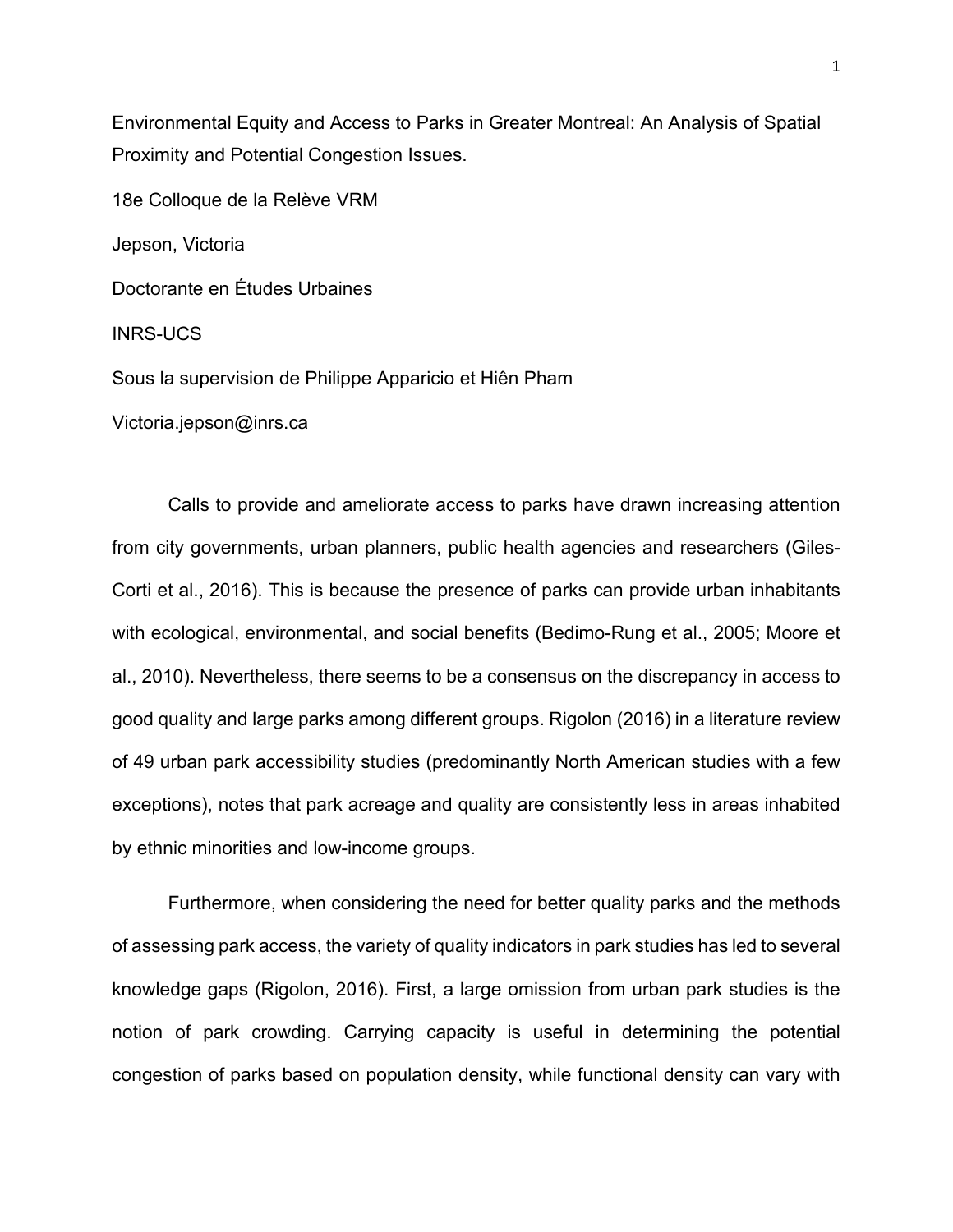# Environmental Equity and Access to Parks in Greater Montreal: An Analysis of Spatial Proximity and Potential Congestion Issues.

18e Colloque de la Relève VRM

Jepson, Victoria

Doctorante en Études Urbaines

INRS-UCS

Sous la supervision de Philippe Apparicio et Hiên Pham

Victoria.jepson@inrs.ca

Calls to provide and ameliorate access to parks have drawn increasing attention from city governments, urban planners, public health agencies and researchers (Giles-Corti et al., 2016). This is because the presence of parks can provide urban inhabitants with ecological, environmental, and social benefits (Bedimo-Rung et al., 2005; Moore et al., 2010). Nevertheless, there seems to be a consensus on the discrepancy in access to good quality and large parks among different groups. Rigolon (2016) in a literature review of 49 urban park accessibility studies (predominantly North American studies with a few exceptions), notes that park acreage and quality are consistently less in areas inhabited by ethnic minorities and low-income groups.

Furthermore, when considering the need for better quality parks and the methods of assessing park access, the variety of quality indicators in park studies has led to several knowledge gaps (Rigolon, 2016). First, a large omission from urban park studies is the notion of park crowding. Carrying capacity is useful in determining the potential congestion of parks based on population density, while functional density can vary with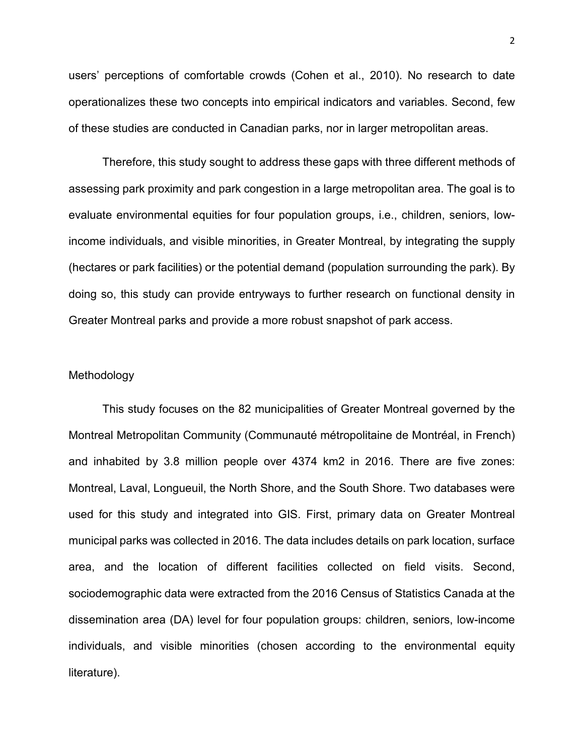users' perceptions of comfortable crowds (Cohen et al., 2010). No research to date operationalizes these two concepts into empirical indicators and variables. Second, few of these studies are conducted in Canadian parks, nor in larger metropolitan areas.

Therefore, this study sought to address these gaps with three different methods of assessing park proximity and park congestion in a large metropolitan area. The goal is to evaluate environmental equities for four population groups, i.e., children, seniors, low-income individuals, and visible minorities, in Greater Montreal, by integrating the supply (hectares or park facilities) or the potential demand (population surrounding the park). By doing so, this study can provide entryways to further research on functional density in Greater Montreal parks and provide a more robust snapshot of park access.

## Methodology

This study focuses on the 82 municipalities of Greater Montreal governed by the Montreal Metropolitan Community (Communauté métropolitaine de Montréal, in French) and inhabited by 3.8 million people over 4374 km2 in 2016. There are five zones: Montreal, Laval, Longueuil, the North Shore, and the South Shore. Two databases were used for this study and integrated into GIS. First, primary data on Greater Montreal municipal parks was collected in 2016. The data includes details on park location, surface area, and the location of different facilities collected on field visits. Second, sociodemographic data were extracted from the 2016 Census of Statistics Canada at the dissemination area (DA) level for four population groups: children, seniors, low-income individuals, and visible minorities (chosen according to the environmental equity literature).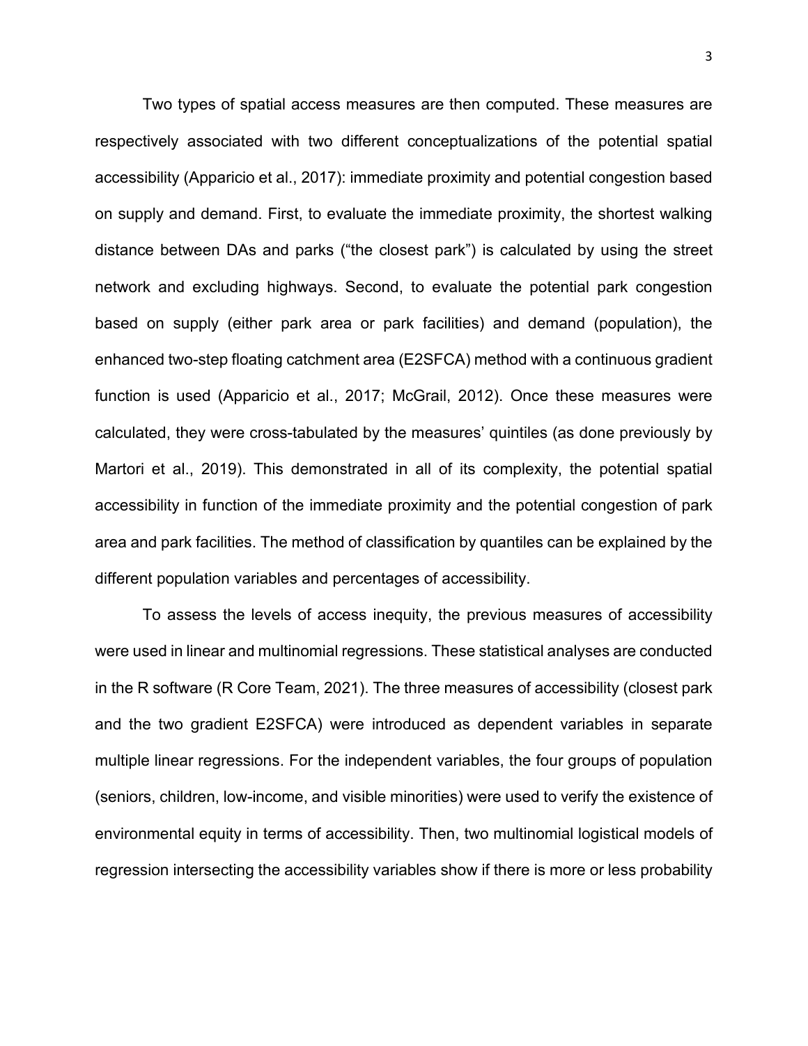Two types of spatial access measures are then computed. These measures are respectively associated with two different conceptualizations of the potential spatial accessibility (Apparicio et al., 2017): immediate proximity and potential congestion based on supply and demand. First, to evaluate the immediate proximity, the shortest walking distance between DAs and parks ("the closest park") is calculated by using the street network and excluding highways. Second, to evaluate the potential park congestion based on supply (either park area or park facilities) and demand (population), the enhanced two-step floating catchment area (E2SFCA) method with a continuous gradient function is used (Apparicio et al., 2017; McGrail, 2012). Once these measures were calculated, they were cross-tabulated by the measures' quintiles (as done previously by Martori et al., 2019). This demonstrated in all of its complexity, the potential spatial accessibility in function of the immediate proximity and the potential congestion of park area and park facilities. The method of classification by quantiles can be explained by the different population variables and percentages of accessibility.

To assess the levels of access inequity, the previous measures of accessibility were used in linear and multinomial regressions. These statistical analyses are conducted in the R software (R Core Team, 2021). The three measures of accessibility (closest park and the two gradient E2SFCA) were introduced as dependent variables in separate multiple linear regressions. For the independent variables, the four groups of population (seniors, children, low-income, and visible minorities) were used to verify the existence of environmental equity in terms of accessibility. Then, two multinomial logistical models of regression intersecting the accessibility variables show if there is more or less probability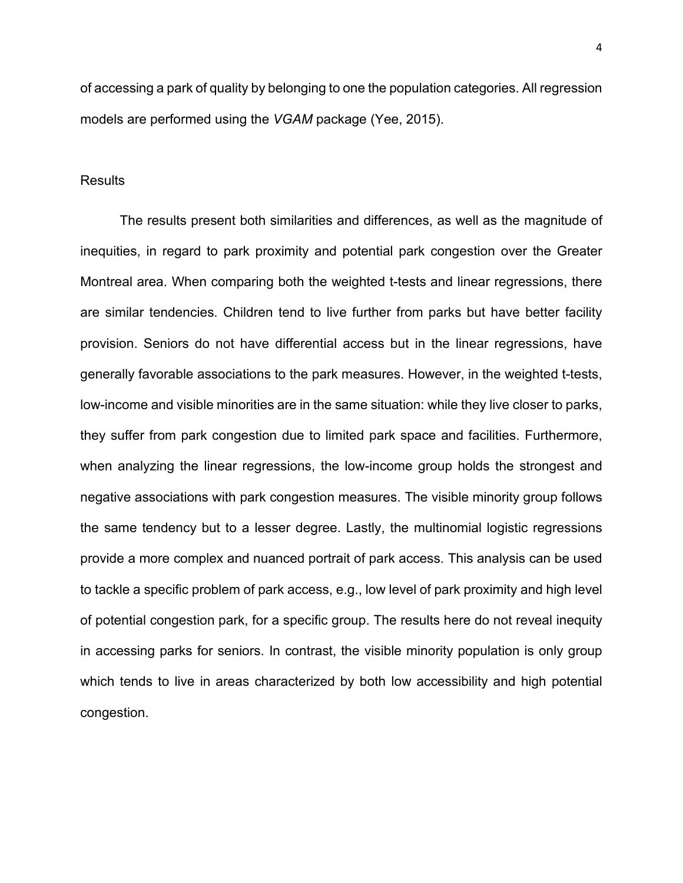of accessing a park of quality by belonging to one the population categories. All regression models are performed using the *VGAM* package (Yee, 2015).

## Results

The results present both similarities and differences, as well as the magnitude of inequities, in regard to park proximity and potential park congestion over the Greater Montreal area. When comparing both the weighted t-tests and linear regressions, there are similar tendencies. Children tend to live further from parks but have better facility provision. Seniors do not have differential access but in the linear regressions, have generally favorable associations to the park measures. However, in the weighted t-tests, low-income and visible minorities are in the same situation: while they live closer to parks, they suffer from park congestion due to limited park space and facilities. Furthermore, when analyzing the linear regressions, the low-income group holds the strongest and negative associations with park congestion measures. The visible minority group follows the same tendency but to a lesser degree. Lastly, the multinomial logistic regressions provide a more complex and nuanced portrait of park access. This analysis can be used to tackle a specific problem of park access, e.g., low level of park proximity and high level of potential congestion park, for a specific group. The results here do not reveal inequity in accessing parks for seniors. In contrast, the visible minority population is only group which tends to live in areas characterized by both low accessibility and high potential congestion.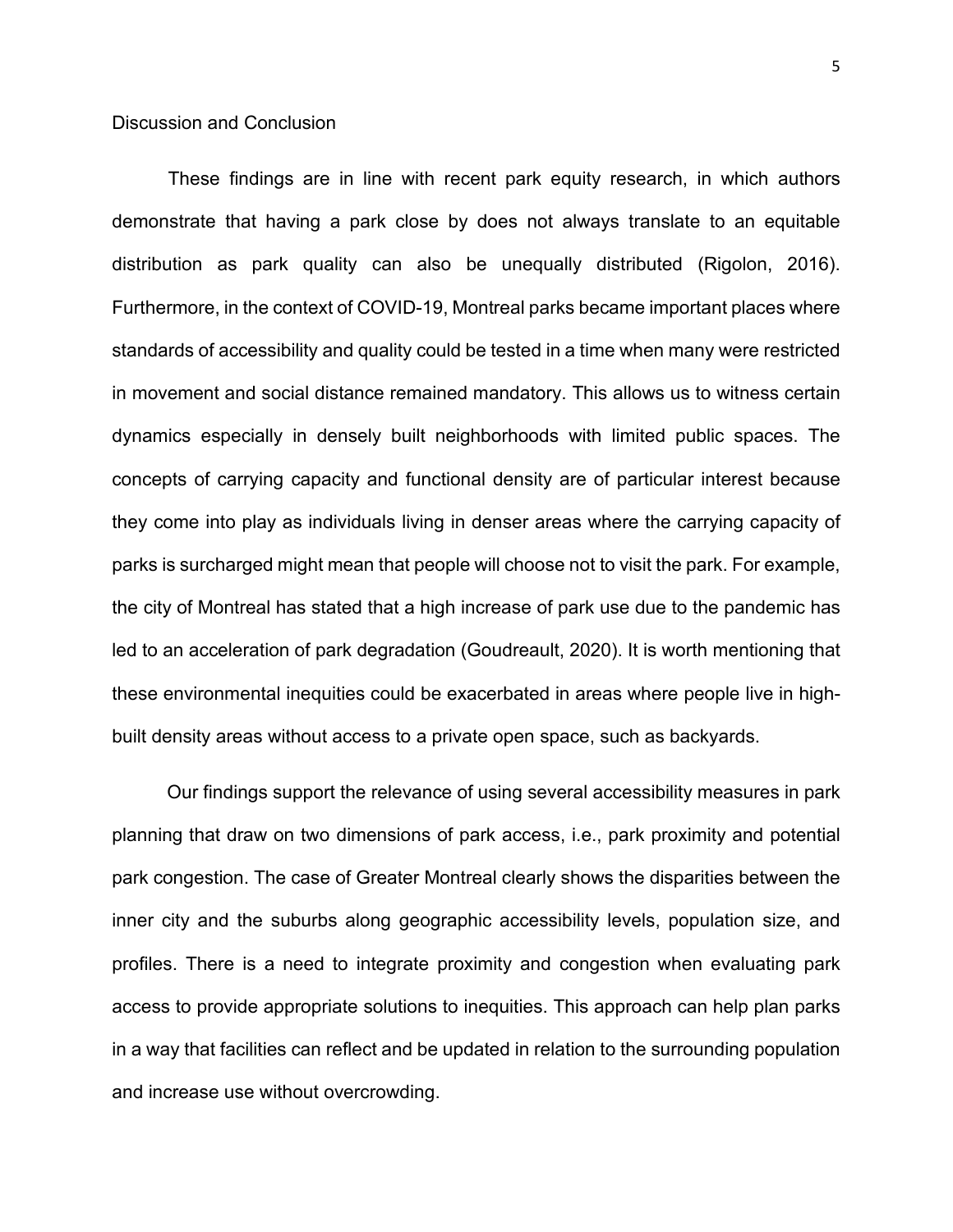## Discussion and Conclusion

These findings are in line with recent park equity research, in which authors demonstrate that having a park close by does not always translate to an equitable distribution as park quality can also be unequally distributed (Rigolon, 2016). Furthermore, in the context of COVID-19, Montreal parks became important places where standards of accessibility and quality could be tested in a time when many were restricted in movement and social distance remained mandatory. This allows us to witness certain dynamics especially in densely built neighborhoods with limited public spaces. The concepts of carrying capacity and functional density are of particular interest because they come into play as individuals living in denser areas where the carrying capacity of parks is surcharged might mean that people will choose not to visit the park. For example, the city of Montreal has stated that a high increase of park use due to the pandemic has led to an acceleration of park degradation (Goudreault, 2020). It is worth mentioning that these environmental inequities could be exacerbated in areas where people live in high-built density areas without access to a private open space, such as backyards.

Our findings support the relevance of using several accessibility measures in park planning that draw on two dimensions of park access, i.e., park proximity and potential park congestion. The case of Greater Montreal clearly shows the disparities between the inner city and the suburbs along geographic accessibility levels, population size, and profiles. There is a need to integrate proximity and congestion when evaluating park access to provide appropriate solutions to inequities. This approach can help plan parks in a way that facilities can reflect and be updated in relation to the surrounding population and increase use without overcrowding.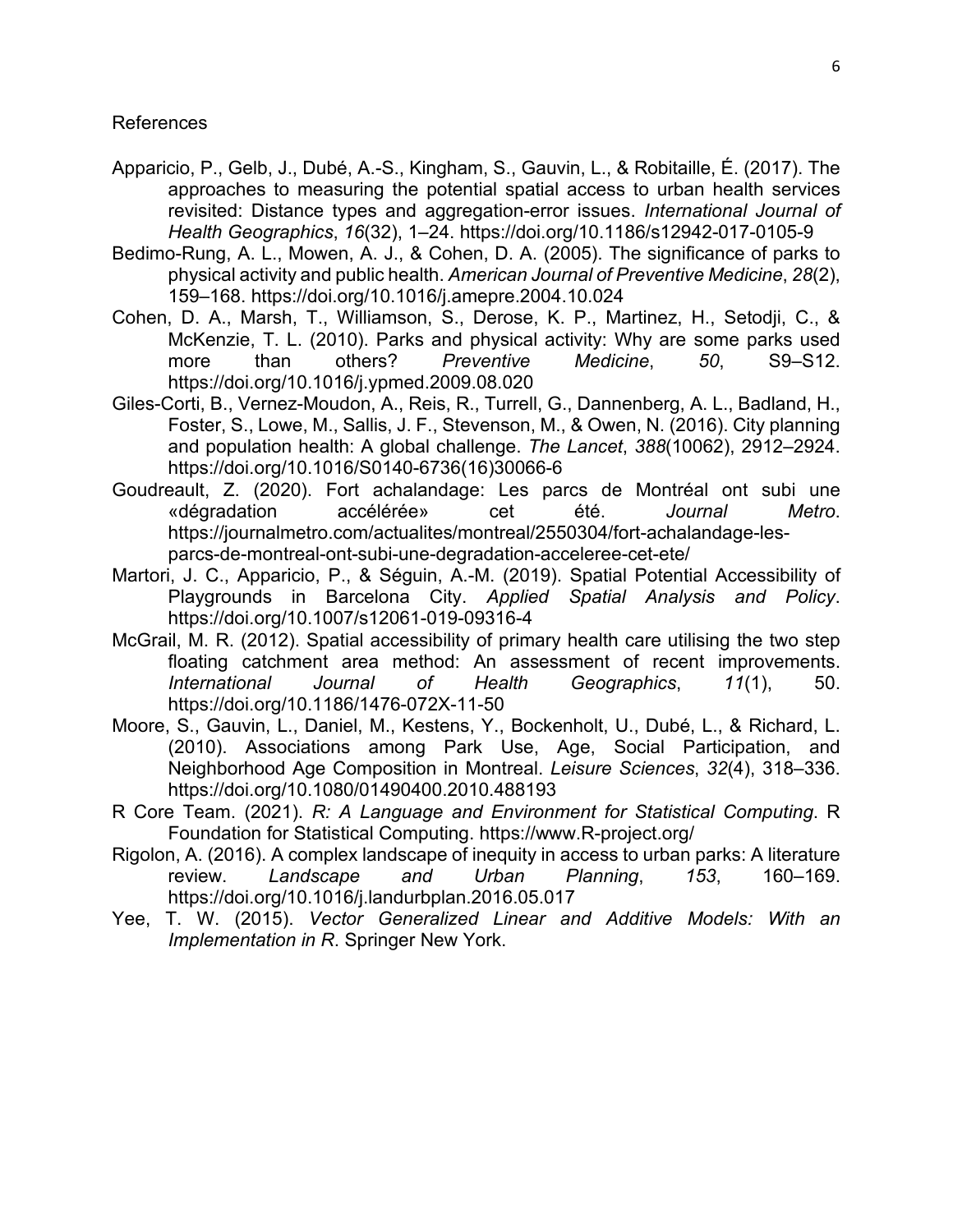# References

Apparicio, P., Gelb, J., Dubé, A.-S., Kingham, S., Gauvin, L., & Robitaille, É. (2017). The approaches to measuring the potential spatial access to urban health services revisited: Distance types and aggregation-error issues. *International Journal of Health Geographics*, *16*(32), 1–24. https://doi.org/10.1186/s12942-017-0105-9

Bedimo-Rung, A. L., Mowen, A. J., & Cohen, D. A. (2005). The significance of parks to physical activity and public health. *American Journal of Preventive Medicine*, *28*(2), 159–168. https://doi.org/10.1016/j.amepre.2004.10.024

Cohen, D. A., Marsh, T., Williamson, S., Derose, K. P., Martinez, H., Setodji, C., & McKenzie, T. L. (2010). Parks and physical activity: Why are some parks used more than others? *Preventive Medicine*, *50*, S9–S12. https://doi.org/10.1016/j.ypmed.2009.08.020

Giles-Corti, B., Vernez-Moudon, A., Reis, R., Turrell, G., Dannenberg, A. L., Badland, H., Foster, S., Lowe, M., Sallis, J. F., Stevenson, M., & Owen, N. (2016). City planning and population health: A global challenge. *The Lancet*, *388*(10062), 2912–2924. https://doi.org/10.1016/S0140-6736(16)30066-6

Goudreault, Z. (2020). Fort achalandage: Les parcs de Montréal ont subi une «dégradation accélérée» cet été. *Journal Metro*. https://journalmetro.com/actualites/montreal/2550304/fort-achalandage-les-parcs-de-montreal-ont-subi-une-degradation-acceleree-cet-ete/

Martori, J. C., Apparicio, P., & Séguin, A.-M. (2019). Spatial Potential Accessibility of Playgrounds in Barcelona City. *Applied Spatial Analysis and Policy*. https://doi.org/10.1007/s12061-019-09316-4

McGrail, M. R. (2012). Spatial accessibility of primary health care utilising the two step floating catchment area method: An assessment of recent improvements. *International Journal of Health Geographics*, *11*(1), 50. https://doi.org/10.1186/1476-072X-11-50

Moore, S., Gauvin, L., Daniel, M., Kestens, Y., Bockenholt, U., Dubé, L., & Richard, L. (2010). Associations among Park Use, Age, Social Participation, and Neighborhood Age Composition in Montreal. *Leisure Sciences*, *32*(4), 318–336. https://doi.org/10.1080/01490400.2010.488193

R Core Team. (2021). *R: A Language and Environment for Statistical Computing*. R Foundation for Statistical Computing. https://www.R-project.org/

Rigolon, A. (2016). A complex landscape of inequity in access to urban parks: A literature review. *Landscape and Urban Planning*, *153*, 160–169. https://doi.org/10.1016/j.landurbplan.2016.05.017

Yee, T. W. (2015). *Vector Generalized Linear and Additive Models: With an Implementation in R*. Springer New York.